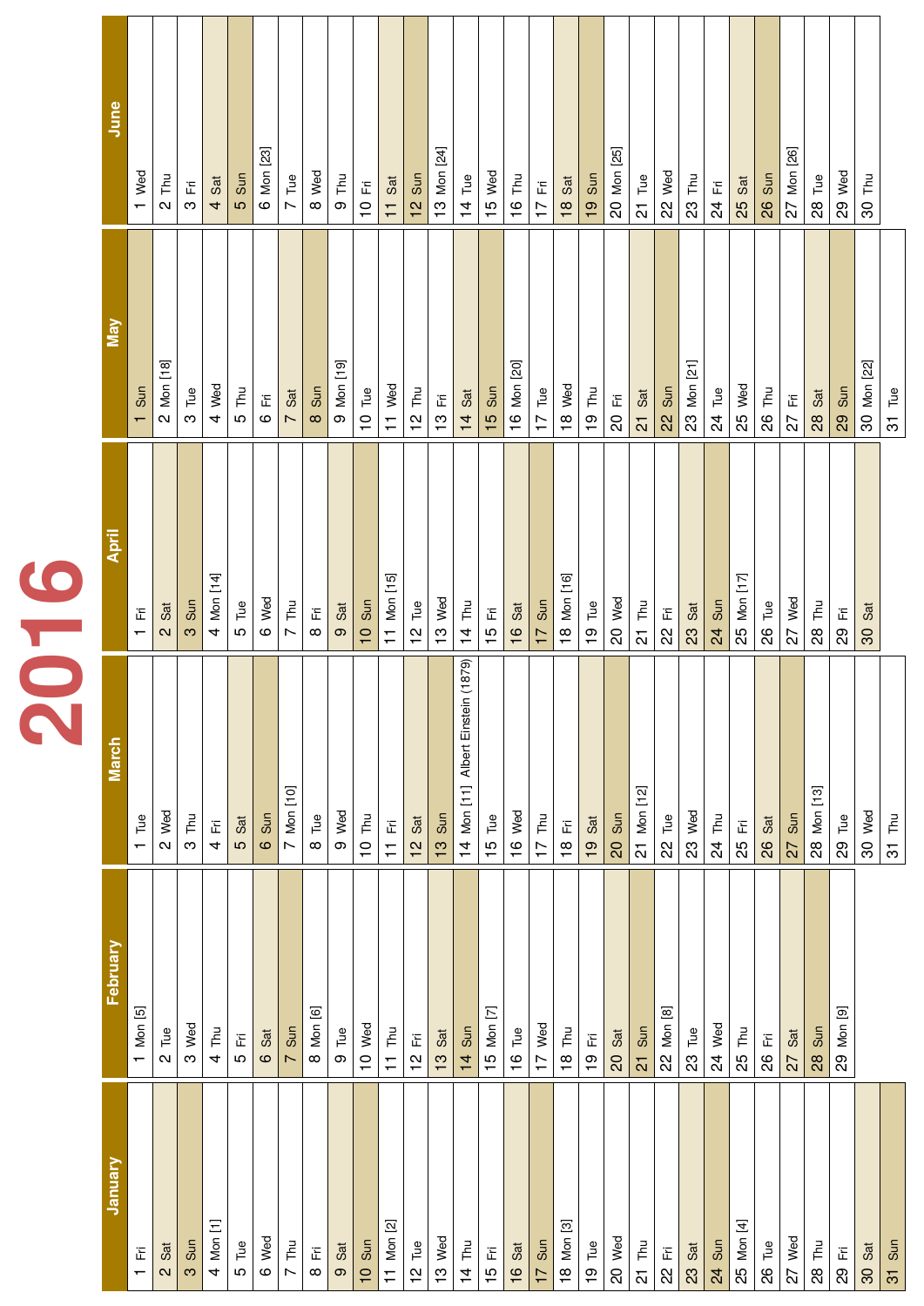# 2016

| January | February | March | April | May | June |
|---|---|---|---|---|---|
| 1 Fri | 1 Mon [5] | 1 Tue | 1 Fri | 1 Sun | 1 Wed |
| 2 Sat | 2 Tue | 2 Wed | 2 Sat | 2 Mon [18] | 2 Thu |
| 3 Sun | 3 Wed | 3 Thu | 3 Sun | 3 Tue | 3 Fri |
| 4 Mon [1] | 4 Thu | 4 Fri | 4 Mon [14] | 4 Wed | 4 Sat |
| 5 Tue | 5 Fri | 5 Sat | 5 Tue | 5 Thu | 5 Sun |
| 6 Wed | 6 Sat | 6 Sun | 6 Wed | 6 Fri | 6 Mon [23] |
| 7 Thu | 7 Sun | 7 Mon [10] | 7 Thu | 7 Sat | 7 Tue |
| 8 Fri | 8 Mon [6] | 8 Tue | 8 Fri | 8 Sun | 8 Wed |
| 9 Sat | 9 Tue | 9 Wed | 9 Sat | 9 Mon [19] | 9 Thu |
| 10 Sun | 10 Wed | 10 Thu | 10 Sun | 10 Tue | 10 Fri |
| 11 Mon [2] | 11 Thu | 11 Fri | 11 Mon [15] | 11 Wed | 11 Sat |
| 12 Tue | 12 Fri | 12 Sat | 12 Tue | 12 Thu | 12 Sun |
| 13 Wed | 13 Sat | 13 Sun | 13 Wed | 13 Fri | 13 Mon [24] |
| 14 Thu | 14 Sun | 14 Mon [11] Albert Einstein (1879) | 14 Thu | 14 Sat | 14 Tue |
| 15 Fri | 15 Mon [7] | 15 Tue | 15 Fri | 15 Sun | 15 Wed |
| 16 Sat | 16 Tue | 16 Wed | 16 Sat | 16 Mon [20] | 16 Thu |
| 17 Sun | 17 Wed | 17 Thu | 17 Sun | 17 Tue | 17 Fri |
| 18 Mon [3] | 18 Thu | 18 Fri | 18 Mon [16] | 18 Wed | 18 Sat |
| 19 Tue | 19 Fri | 19 Sat | 19 Tue | 19 Thu | 19 Sun |
| 20 Wed | 20 Sat | 20 Sun | 20 Wed | 20 Fri | 20 Mon [25] |
| 21 Thu | 21 Sun | 21 Mon [12] | 21 Thu | 21 Sat | 21 Tue |
| 22 Fri | 22 Mon [8] | 22 Tue | 22 Fri | 22 Sun | 22 Wed |
| 23 Sat | 23 Tue | 23 Wed | 23 Sat | 23 Mon [21] | 23 Thu |
| 24 Sun | 24 Wed | 24 Thu | 24 Sun | 24 Tue | 24 Fri |
| 25 Mon [4] | 25 Thu | 25 Fri | 25 Mon [17] | 25 Wed | 25 Sat |
| 26 Tue | 26 Fri | 26 Sat | 26 Tue | 26 Thu | 26 Sun |
| 27 Wed | 27 Sat | 27 Sun | 27 Wed | 27 Fri | 27 Mon [26] |
| 28 Thu | 28 Sun | 28 Mon [13] | 28 Thu | 28 Sat | 28 Tue |
| 29 Fri | 29 Mon [9] | 29 Tue | 29 Fri | 29 Sun | 29 Wed |
| 30 Sat | | 30 Wed | 30 Sat | 30 Mon [22] | 30 Thu |
| 31 Sun | | 31 Thu | | 31 Tue | |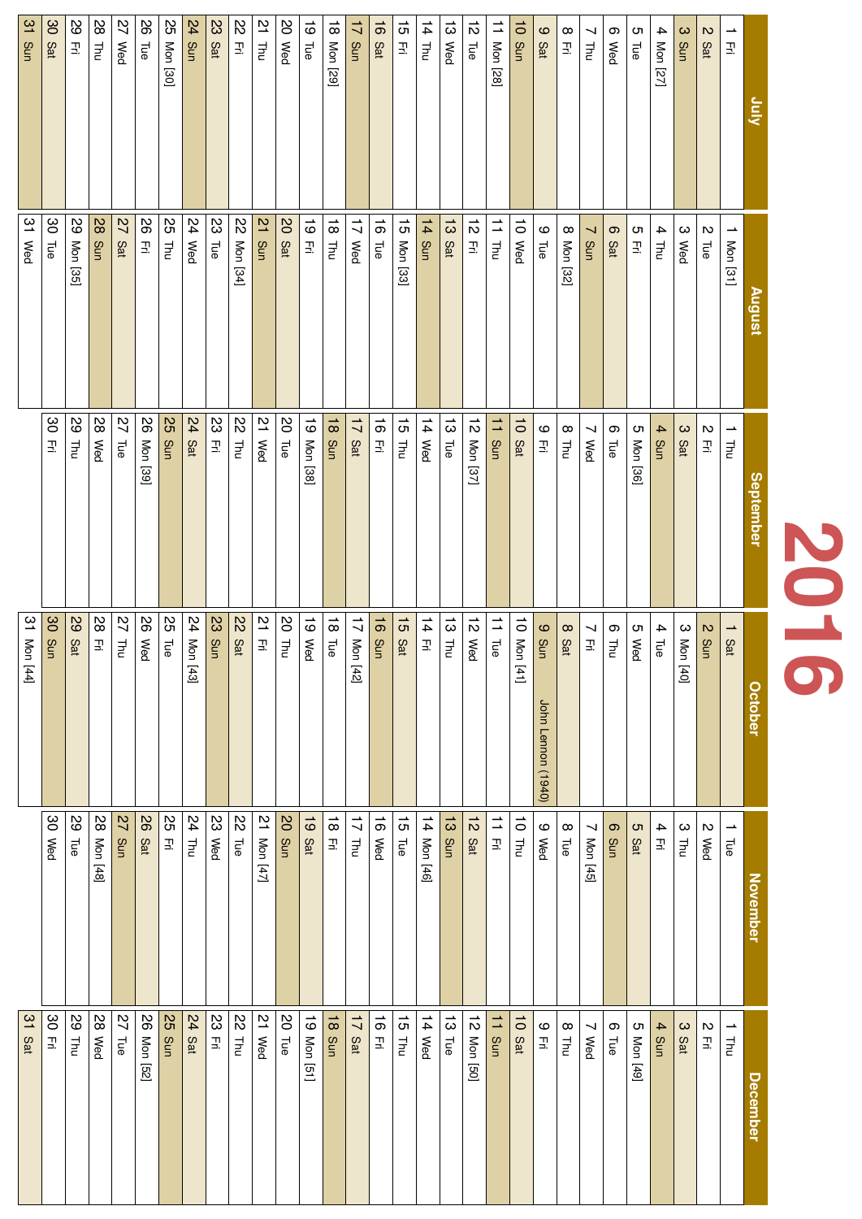# 2016

| July | August | September | October | November | December |
|---|---|---|---|---|---|
| 1 Fri | 1 Mon [31] | 1 Thu | 1 Sat | 1 Tue | 1 Thu |
| 2 Sat | 2 Tue | 2 Fri | 2 Sun | 2 Wed | 2 Fri |
| 3 Sun | 3 Wed | 3 Sat | 3 Mon [40] | 3 Thu | 3 Sat |
| 4 Mon [27] | 4 Thu | 4 Sun | 4 Tue | 4 Fri | 4 Sun |
| 5 Tue | 5 Fri | 5 Mon [36] | 5 Wed | 5 Sat | 5 Mon [49] |
| 6 Wed | 6 Sat | 6 Tue | 6 Thu | 6 Sun | 6 Tue |
| 7 Thu | 7 Sun | 7 Wed | 7 Fri | 7 Mon [45] | 7 Wed |
| 8 Fri | 8 Mon [32] | 8 Thu | 8 Sat | 8 Tue | 8 Thu |
| 9 Sat | 9 Tue | 9 Fri | 9 Sun John Lennon (1940) | 9 Wed | 9 Fri |
| 10 Sun | 10 Wed | 10 Sat | 10 Mon [41] | 10 Thu | 10 Sat |
| 11 Mon [28] | 11 Thu | 11 Sun | 11 Tue | 11 Fri | 11 Sun |
| 12 Tue | 12 Fri | 12 Mon [37] | 12 Wed | 12 Sat | 12 Mon [50] |
| 13 Wed | 13 Sat | 13 Tue | 13 Thu | 13 Sun | 13 Tue |
| 14 Thu | 14 Sun | 14 Wed | 14 Fri | 14 Mon [46] | 14 Wed |
| 15 Fri | 15 Mon [33] | 15 Thu | 15 Sat | 15 Tue | 15 Thu |
| 16 Sat | 16 Tue | 16 Fri | 16 Sun | 16 Wed | 16 Fri |
| 17 Sun | 17 Wed | 17 Sat | 17 Mon [42] | 17 Thu | 17 Sat |
| 18 Mon [29] | 18 Thu | 18 Sun | 18 Tue | 18 Fri | 18 Sun |
| 19 Tue | 19 Fri | 19 Mon [38] | 19 Wed | 19 Sat | 19 Mon [51] |
| 20 Wed | 20 Sat | 20 Tue | 20 Thu | 20 Sun | 20 Tue |
| 21 Thu | 21 Sun | 21 Wed | 21 Fri | 21 Mon [47] | 21 Wed |
| 22 Fri | 22 Mon [34] | 22 Thu | 22 Sat | 22 Tue | 22 Thu |
| 23 Sat | 23 Tue | 23 Fri | 23 Sun | 23 Wed | 23 Fri |
| 24 Sun | 24 Wed | 24 Sat | 24 Mon [43] | 24 Thu | 24 Sat |
| 25 Mon [30] | 25 Thu | 25 Sun | 25 Tue | 25 Fri | 25 Sun |
| 26 Tue | 26 Fri | 26 Mon [39] | 26 Wed | 26 Sat | 26 Mon [52] |
| 27 Wed | 27 Sat | 27 Tue | 27 Thu | 27 Sun | 27 Tue |
| 28 Thu | 28 Sun | 28 Wed | 28 Fri | 28 Mon [48] | 28 Wed |
| 29 Fri | 29 Mon [35] | 29 Thu | 29 Sat | 29 Tue | 29 Thu |
| 30 Sat | 30 Tue | 30 Fri | 30 Sun | 30 Wed | 30 Fri |
| 31 Sun | 31 Wed | | 31 Mon [44] | | 31 Sat |